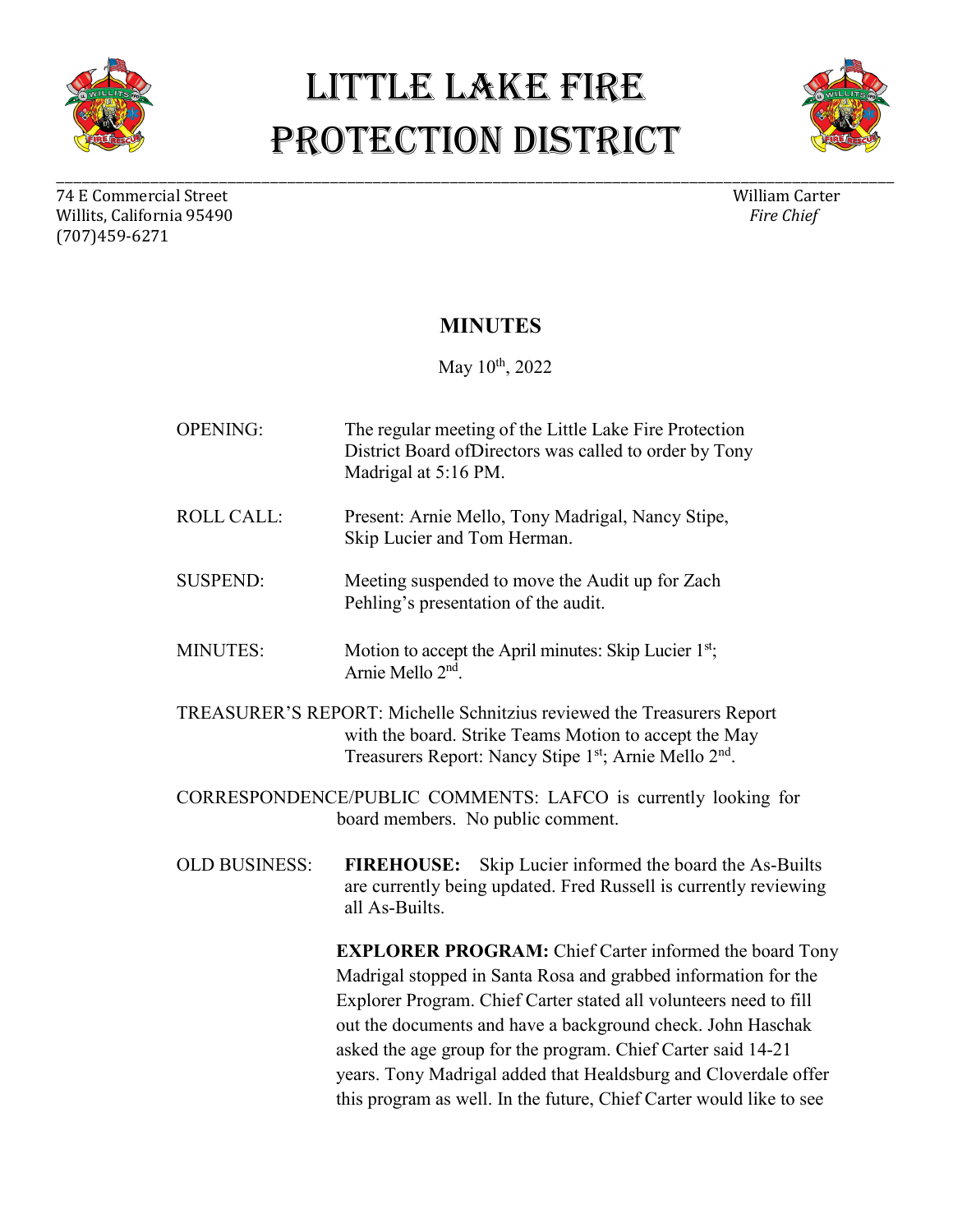# Little Lake Fire Protection District

74 E Commercial Street
Willits, California 95490
(707)459-6271

William Carter
*Fire Chief*

## MINUTES

May 10th, 2022

OPENING: The regular meeting of the Little Lake Fire Protection District Board ofDirectors was called to order by Tony Madrigal at 5:16 PM.

ROLL CALL: Present: Arnie Mello, Tony Madrigal, Nancy Stipe, Skip Lucier and Tom Herman.

SUSPEND: Meeting suspended to move the Audit up for Zach Pehling's presentation of the audit.

MINUTES: Motion to accept the April minutes: Skip Lucier 1st; Arnie Mello 2nd.

TREASURER'S REPORT: Michelle Schnitzius reviewed the Treasurers Report with the board. Strike Teams Motion to accept the May Treasurers Report: Nancy Stipe 1st; Arnie Mello 2nd.

CORRESPONDENCE/PUBLIC COMMENTS: LAFCO is currently looking for board members. No public comment.

OLD BUSINESS: **FIREHOUSE:** Skip Lucier informed the board the As-Builts are currently being updated. Fred Russell is currently reviewing all As-Builts.

**EXPLORER PROGRAM:** Chief Carter informed the board Tony Madrigal stopped in Santa Rosa and grabbed information for the Explorer Program. Chief Carter stated all volunteers need to fill out the documents and have a background check. John Haschak asked the age group for the program. Chief Carter said 14-21 years. Tony Madrigal added that Healdsburg and Cloverdale offer this program as well. In the future, Chief Carter would like to see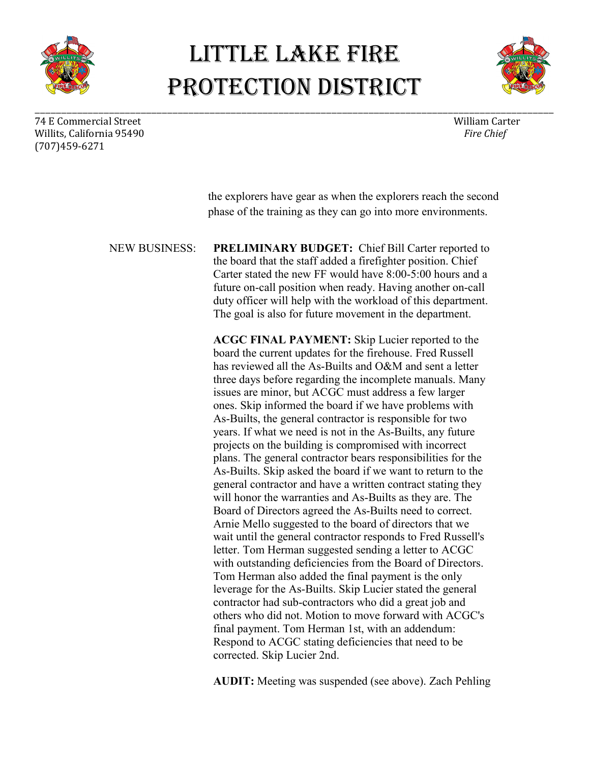# Little Lake Fire Protection District

74 E Commercial Street
Willits, California 95490
(707)459-6271

William Carter
*Fire Chief*

the explorers have gear as when the explorers reach the second phase of the training as they can go into more environments.

NEW BUSINESS:

**PRELIMINARY BUDGET:** Chief Bill Carter reported to the board that the staff added a firefighter position. Chief Carter stated the new FF would have 8:00-5:00 hours and a future on-call position when ready. Having another on-call duty officer will help with the workload of this department. The goal is also for future movement in the department.

**ACGC FINAL PAYMENT:** Skip Lucier reported to the board the current updates for the firehouse. Fred Russell has reviewed all the As-Builts and O&M and sent a letter three days before regarding the incomplete manuals. Many issues are minor, but ACGC must address a few larger ones. Skip informed the board if we have problems with As-Builts, the general contractor is responsible for two years. If what we need is not in the As-Builts, any future projects on the building is compromised with incorrect plans. The general contractor bears responsibilities for the As-Builts. Skip asked the board if we want to return to the general contractor and have a written contract stating they will honor the warranties and As-Builts as they are. The Board of Directors agreed the As-Builts need to correct. Arnie Mello suggested to the board of directors that we wait until the general contractor responds to Fred Russell's letter. Tom Herman suggested sending a letter to ACGC with outstanding deficiencies from the Board of Directors. Tom Herman also added the final payment is the only leverage for the As-Builts. Skip Lucier stated the general contractor had sub-contractors who did a great job and others who did not. Motion to move forward with ACGC's final payment. Tom Herman 1st, with an addendum: Respond to ACGC stating deficiencies that need to be corrected. Skip Lucier 2nd.

**AUDIT:** Meeting was suspended (see above). Zach Pehling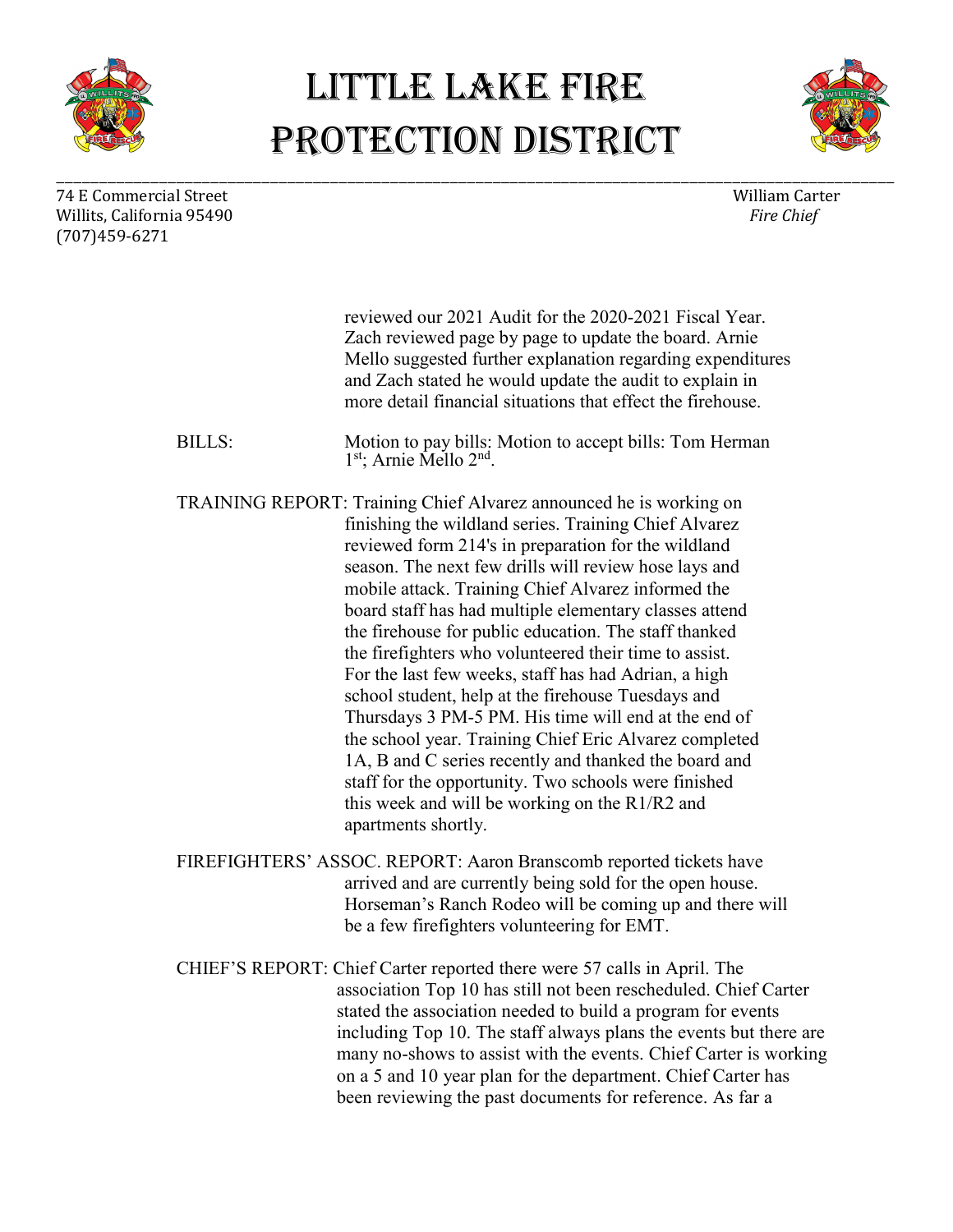reviewed our 2021 Audit for the 2020-2021 Fiscal Year. Zach reviewed page by page to update the board. Arnie Mello suggested further explanation regarding expenditures and Zach stated he would update the audit to explain in more detail financial situations that effect the firehouse.

BILLS: Motion to pay bills: Motion to accept bills: Tom Herman 1st; Arnie Mello 2nd.

TRAINING REPORT: Training Chief Alvarez announced he is working on finishing the wildland series. Training Chief Alvarez reviewed form 214's in preparation for the wildland season. The next few drills will review hose lays and mobile attack. Training Chief Alvarez informed the board staff has had multiple elementary classes attend the firehouse for public education. The staff thanked the firefighters who volunteered their time to assist. For the last few weeks, staff has had Adrian, a high school student, help at the firehouse Tuesdays and Thursdays 3 PM-5 PM. His time will end at the end of the school year. Training Chief Eric Alvarez completed 1A, B and C series recently and thanked the board and staff for the opportunity. Two schools were finished this week and will be working on the R1/R2 and apartments shortly.

FIREFIGHTERS' ASSOC. REPORT: Aaron Branscomb reported tickets have arrived and are currently being sold for the open house. Horseman's Ranch Rodeo will be coming up and there will be a few firefighters volunteering for EMT.

CHIEF'S REPORT: Chief Carter reported there were 57 calls in April. The association Top 10 has still not been rescheduled. Chief Carter stated the association needed to build a program for events including Top 10. The staff always plans the events but there are many no-shows to assist with the events. Chief Carter is working on a 5 and 10 year plan for the department. Chief Carter has been reviewing the past documents for reference. As far a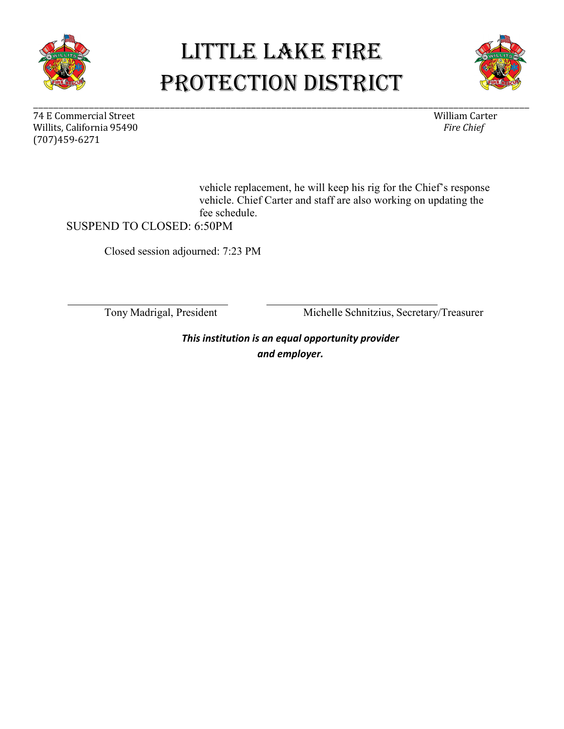# Little Lake Fire Protection District

74 E Commercial Street
Willits, California 95490
(707)459-6271

William Carter
*Fire Chief*

vehicle replacement, he will keep his rig for the Chief's response vehicle. Chief Carter and staff are also working on updating the fee schedule.

SUSPEND TO CLOSED: 6:50PM

Closed session adjourned: 7:23 PM

______________________________
Tony Madrigal, President

______________________________
Michelle Schnitzius, Secretary/Treasurer

***This institution is an equal opportunity provider and employer.***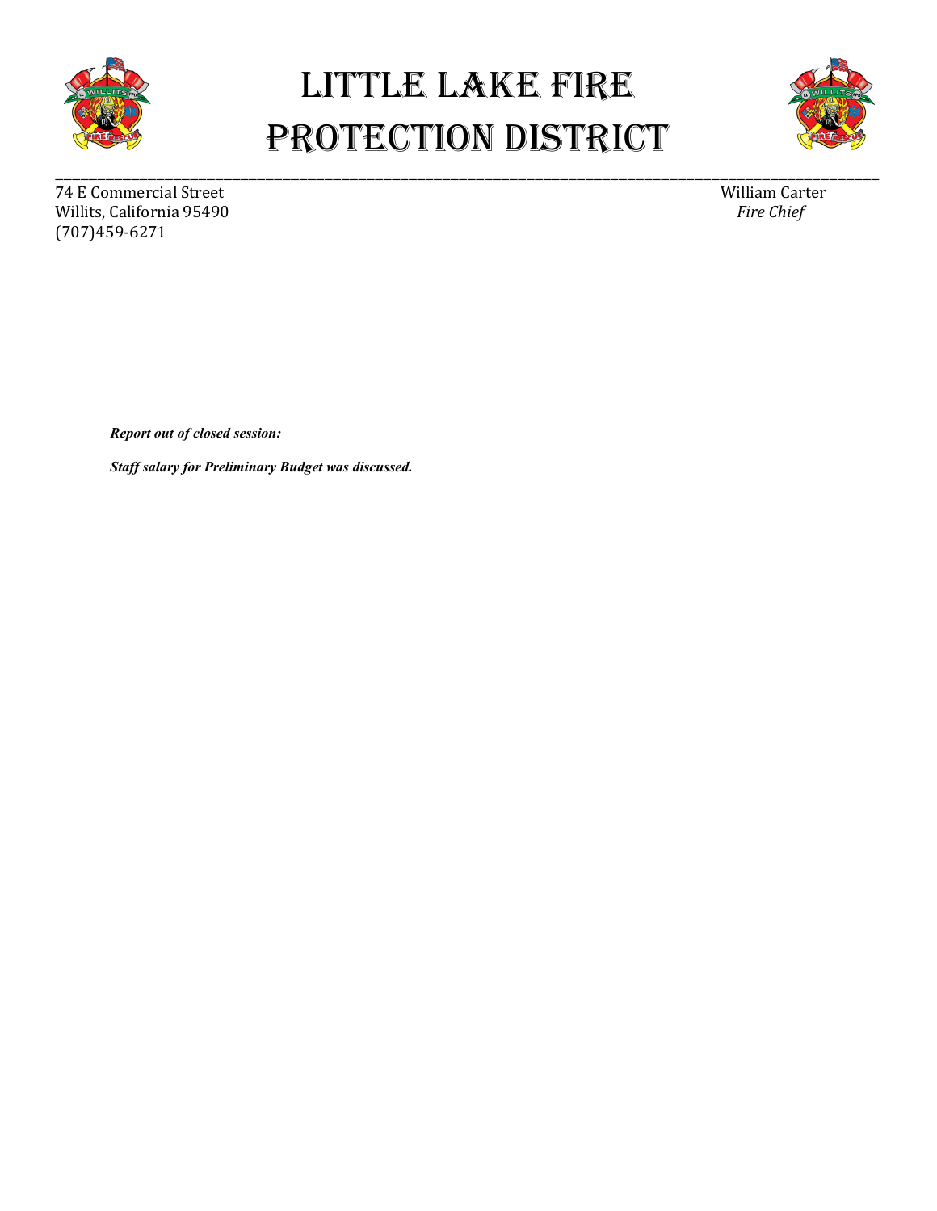# LITTLE LAKE FIRE PROTECTION DISTRICT

74 E Commercial Street
Willits, California 95490
(707)459-6271

William Carter
*Fire Chief*

***Report out of closed session:***

***Staff salary for Preliminary Budget was discussed.***